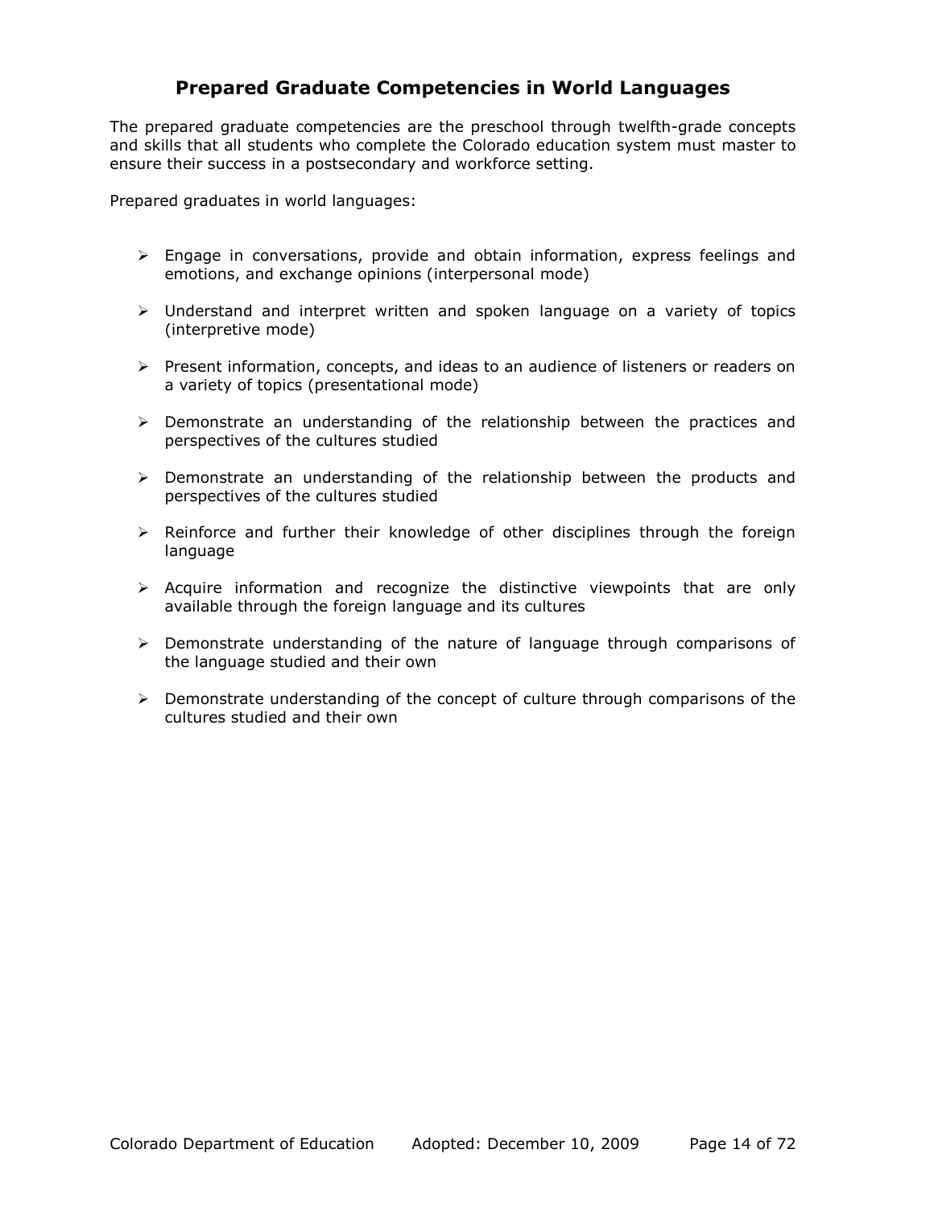# Prepared Graduate Competencies in World Languages

The prepared graduate competencies are the preschool through twelfth-grade concepts and skills that all students who complete the Colorado education system must master to ensure their success in a postsecondary and workforce setting.

Prepared graduates in world languages:

- Engage in conversations, provide and obtain information, express feelings and emotions, and exchange opinions (interpersonal mode)
- Understand and interpret written and spoken language on a variety of topics (interpretive mode)
- Present information, concepts, and ideas to an audience of listeners or readers on a variety of topics (presentational mode)
- Demonstrate an understanding of the relationship between the practices and perspectives of the cultures studied
- Demonstrate an understanding of the relationship between the products and perspectives of the cultures studied
- Reinforce and further their knowledge of other disciplines through the foreign language
- Acquire information and recognize the distinctive viewpoints that are only available through the foreign language and its cultures
- Demonstrate understanding of the nature of language through comparisons of the language studied and their own
- Demonstrate understanding of the concept of culture through comparisons of the cultures studied and their own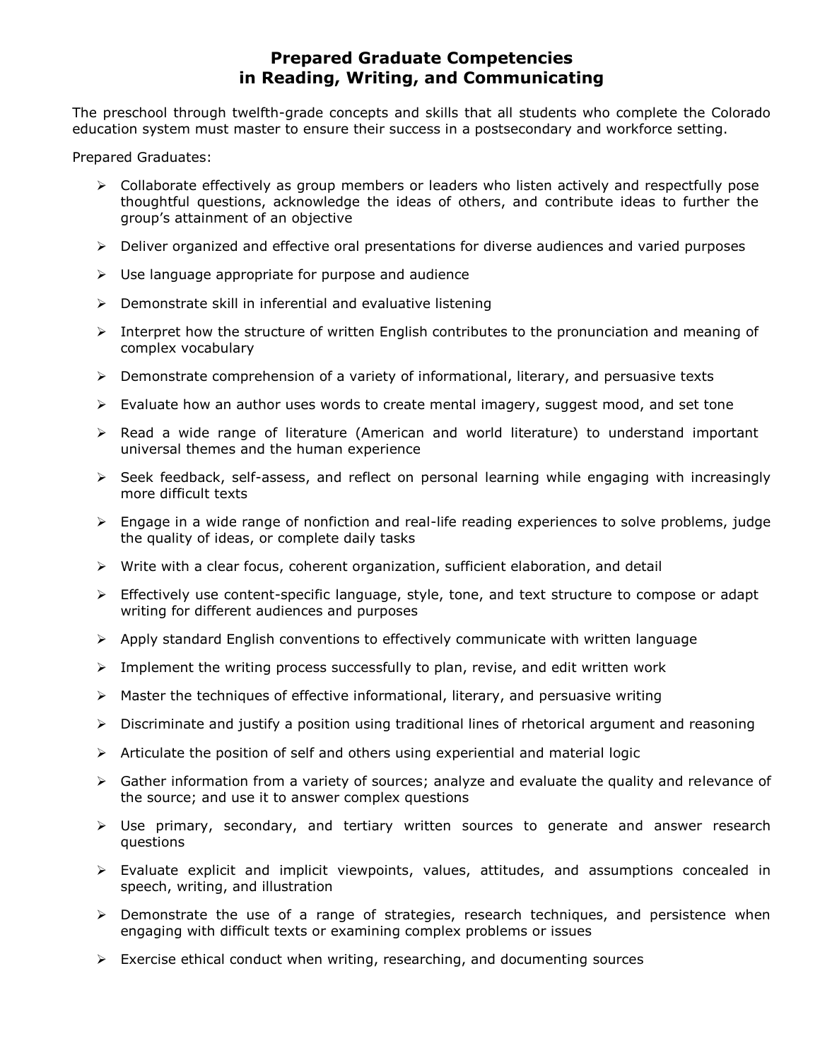# Prepared Graduate Competencies in Reading, Writing, and Communicating

The preschool through twelfth-grade concepts and skills that all students who complete the Colorado education system must master to ensure their success in a postsecondary and workforce setting.

Prepared Graduates:

- Collaborate effectively as group members or leaders who listen actively and respectfully pose thoughtful questions, acknowledge the ideas of others, and contribute ideas to further the group's attainment of an objective
- Deliver organized and effective oral presentations for diverse audiences and varied purposes
- Use language appropriate for purpose and audience
- Demonstrate skill in inferential and evaluative listening
- Interpret how the structure of written English contributes to the pronunciation and meaning of complex vocabulary
- Demonstrate comprehension of a variety of informational, literary, and persuasive texts
- Evaluate how an author uses words to create mental imagery, suggest mood, and set tone
- Read a wide range of literature (American and world literature) to understand important universal themes and the human experience
- Seek feedback, self-assess, and reflect on personal learning while engaging with increasingly more difficult texts
- Engage in a wide range of nonfiction and real-life reading experiences to solve problems, judge the quality of ideas, or complete daily tasks
- Write with a clear focus, coherent organization, sufficient elaboration, and detail
- Effectively use content-specific language, style, tone, and text structure to compose or adapt writing for different audiences and purposes
- Apply standard English conventions to effectively communicate with written language
- Implement the writing process successfully to plan, revise, and edit written work
- Master the techniques of effective informational, literary, and persuasive writing
- Discriminate and justify a position using traditional lines of rhetorical argument and reasoning
- Articulate the position of self and others using experiential and material logic
- Gather information from a variety of sources; analyze and evaluate the quality and relevance of the source; and use it to answer complex questions
- Use primary, secondary, and tertiary written sources to generate and answer research questions
- Evaluate explicit and implicit viewpoints, values, attitudes, and assumptions concealed in speech, writing, and illustration
- Demonstrate the use of a range of strategies, research techniques, and persistence when engaging with difficult texts or examining complex problems or issues
- Exercise ethical conduct when writing, researching, and documenting sources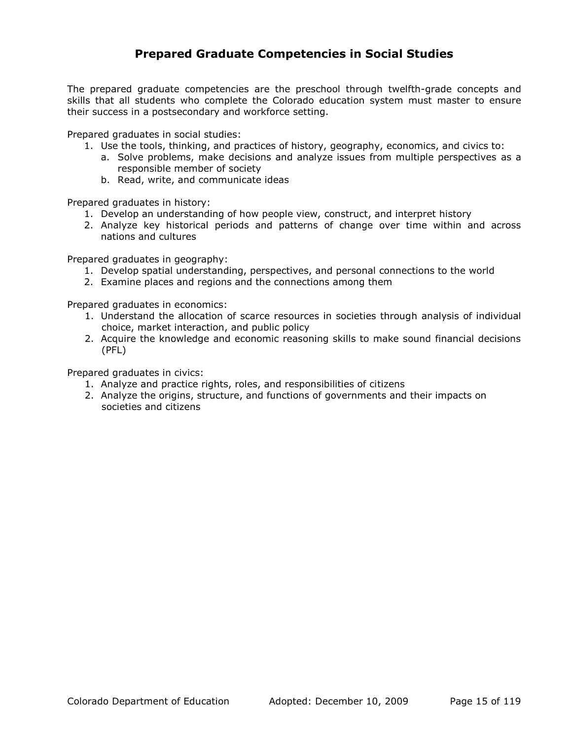## Prepared Graduate Competencies in Social Studies

The prepared graduate competencies are the preschool through twelfth-grade concepts and skills that all students who complete the Colorado education system must master to ensure their success in a postsecondary and workforce setting.

Prepared graduates in social studies:

1. Use the tools, thinking, and practices of history, geography, economics, and civics to:
   a. Solve problems, make decisions and analyze issues from multiple perspectives as a responsible member of society
   b. Read, write, and communicate ideas

Prepared graduates in history:

1. Develop an understanding of how people view, construct, and interpret history
2. Analyze key historical periods and patterns of change over time within and across nations and cultures

Prepared graduates in geography:

1. Develop spatial understanding, perspectives, and personal connections to the world
2. Examine places and regions and the connections among them

Prepared graduates in economics:

1. Understand the allocation of scarce resources in societies through analysis of individual choice, market interaction, and public policy
2. Acquire the knowledge and economic reasoning skills to make sound financial decisions (PFL)

Prepared graduates in civics:

1. Analyze and practice rights, roles, and responsibilities of citizens
2. Analyze the origins, structure, and functions of governments and their impacts on societies and citizens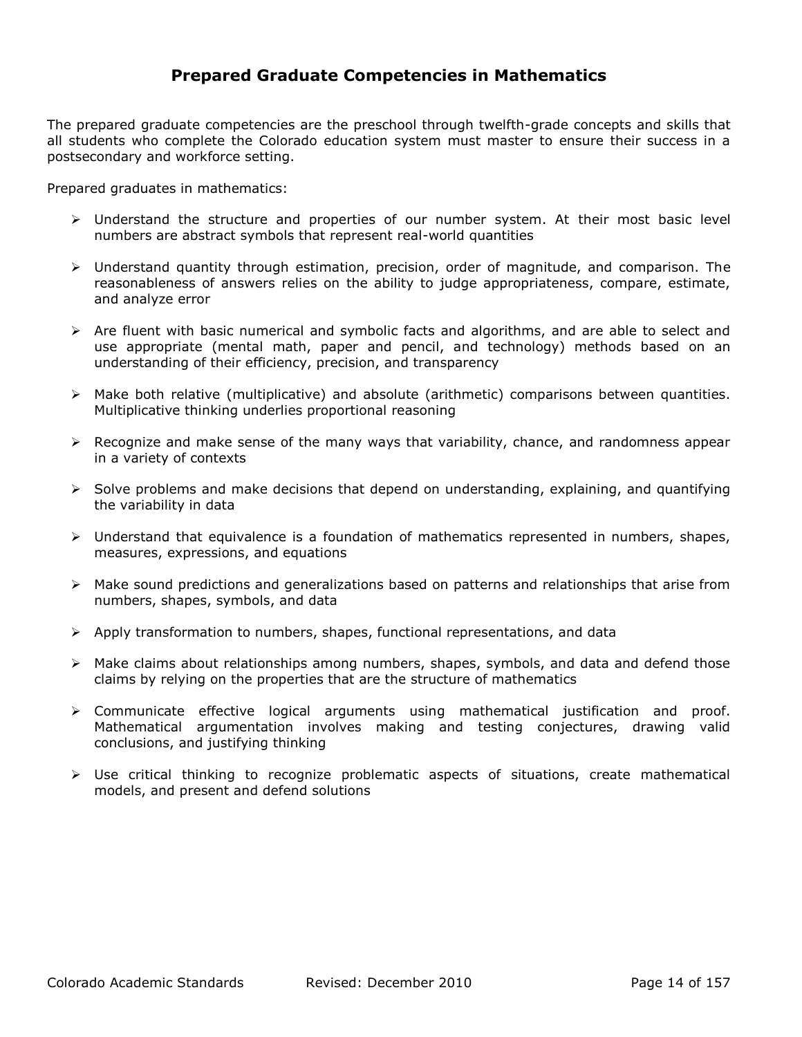## Prepared Graduate Competencies in Mathematics

The prepared graduate competencies are the preschool through twelfth-grade concepts and skills that all students who complete the Colorado education system must master to ensure their success in a postsecondary and workforce setting.

Prepared graduates in mathematics:

- Understand the structure and properties of our number system. At their most basic level numbers are abstract symbols that represent real-world quantities
- Understand quantity through estimation, precision, order of magnitude, and comparison. The reasonableness of answers relies on the ability to judge appropriateness, compare, estimate, and analyze error
- Are fluent with basic numerical and symbolic facts and algorithms, and are able to select and use appropriate (mental math, paper and pencil, and technology) methods based on an understanding of their efficiency, precision, and transparency
- Make both relative (multiplicative) and absolute (arithmetic) comparisons between quantities. Multiplicative thinking underlies proportional reasoning
- Recognize and make sense of the many ways that variability, chance, and randomness appear in a variety of contexts
- Solve problems and make decisions that depend on understanding, explaining, and quantifying the variability in data
- Understand that equivalence is a foundation of mathematics represented in numbers, shapes, measures, expressions, and equations
- Make sound predictions and generalizations based on patterns and relationships that arise from numbers, shapes, symbols, and data
- Apply transformation to numbers, shapes, functional representations, and data
- Make claims about relationships among numbers, shapes, symbols, and data and defend those claims by relying on the properties that are the structure of mathematics
- Communicate effective logical arguments using mathematical justification and proof. Mathematical argumentation involves making and testing conjectures, drawing valid conclusions, and justifying thinking
- Use critical thinking to recognize problematic aspects of situations, create mathematical models, and present and defend solutions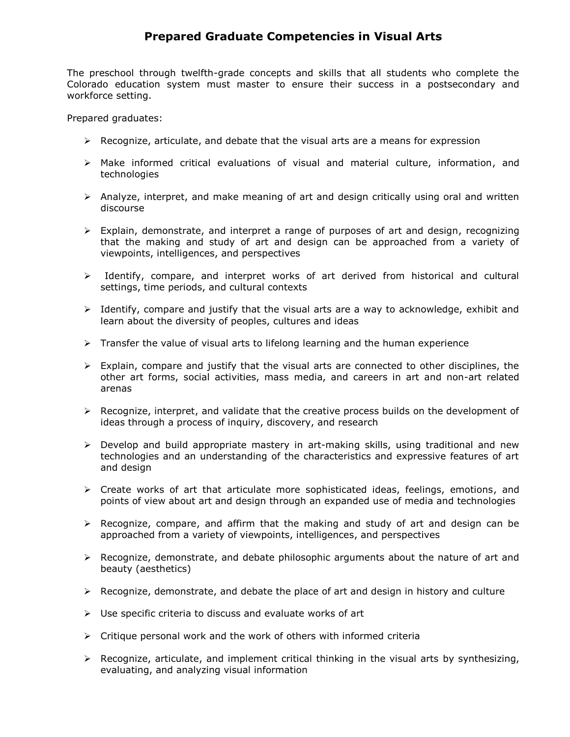# Prepared Graduate Competencies in Visual Arts

The preschool through twelfth-grade concepts and skills that all students who complete the Colorado education system must master to ensure their success in a postsecondary and workforce setting.

Prepared graduates:

- Recognize, articulate, and debate that the visual arts are a means for expression
- Make informed critical evaluations of visual and material culture, information, and technologies
- Analyze, interpret, and make meaning of art and design critically using oral and written discourse
- Explain, demonstrate, and interpret a range of purposes of art and design, recognizing that the making and study of art and design can be approached from a variety of viewpoints, intelligences, and perspectives
- Identify, compare, and interpret works of art derived from historical and cultural settings, time periods, and cultural contexts
- Identify, compare and justify that the visual arts are a way to acknowledge, exhibit and learn about the diversity of peoples, cultures and ideas
- Transfer the value of visual arts to lifelong learning and the human experience
- Explain, compare and justify that the visual arts are connected to other disciplines, the other art forms, social activities, mass media, and careers in art and non-art related arenas
- Recognize, interpret, and validate that the creative process builds on the development of ideas through a process of inquiry, discovery, and research
- Develop and build appropriate mastery in art-making skills, using traditional and new technologies and an understanding of the characteristics and expressive features of art and design
- Create works of art that articulate more sophisticated ideas, feelings, emotions, and points of view about art and design through an expanded use of media and technologies
- Recognize, compare, and affirm that the making and study of art and design can be approached from a variety of viewpoints, intelligences, and perspectives
- Recognize, demonstrate, and debate philosophic arguments about the nature of art and beauty (aesthetics)
- Recognize, demonstrate, and debate the place of art and design in history and culture
- Use specific criteria to discuss and evaluate works of art
- Critique personal work and the work of others with informed criteria
- Recognize, articulate, and implement critical thinking in the visual arts by synthesizing, evaluating, and analyzing visual information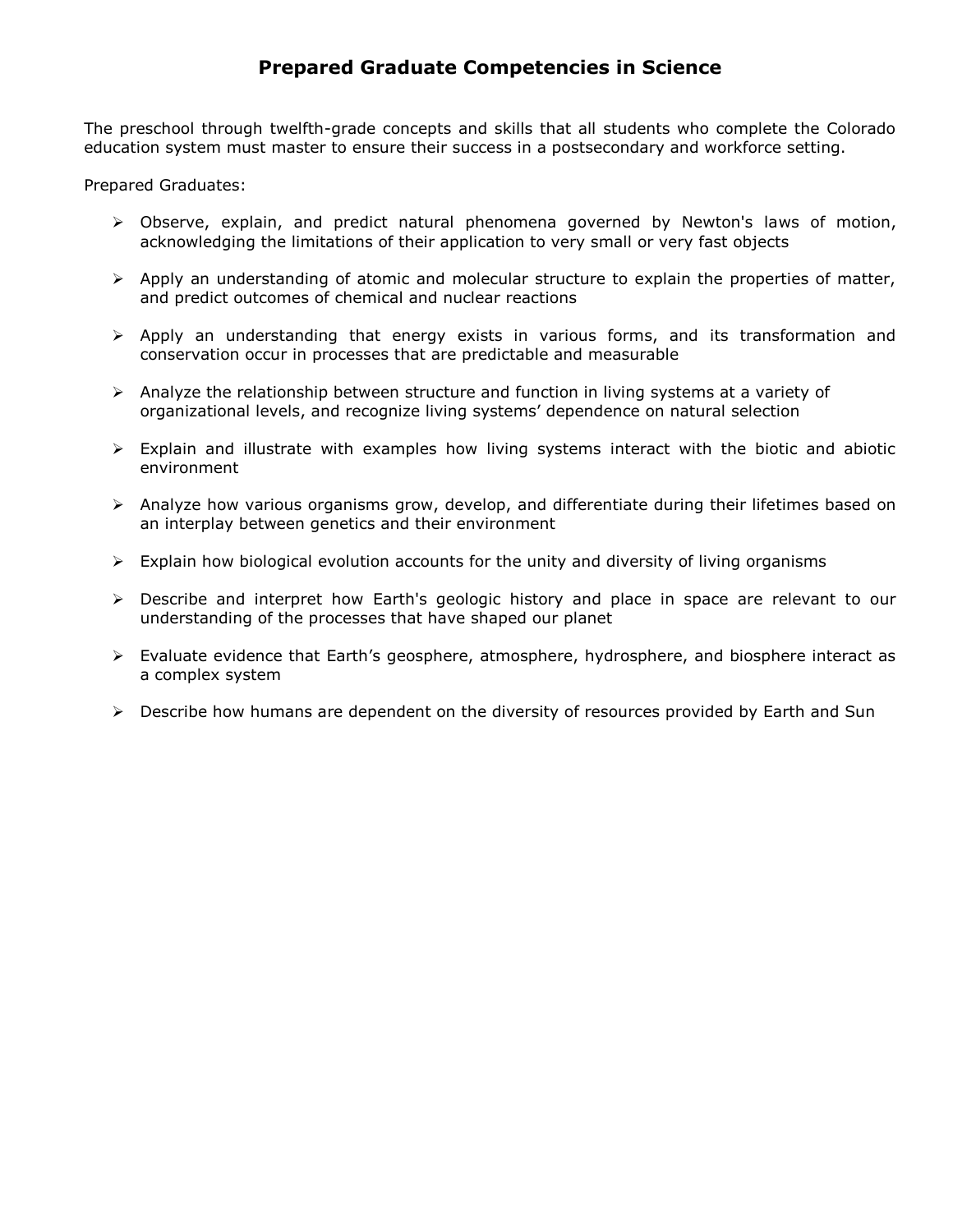# Prepared Graduate Competencies in Science

The preschool through twelfth-grade concepts and skills that all students who complete the Colorado education system must master to ensure their success in a postsecondary and workforce setting.

Prepared Graduates:

- Observe, explain, and predict natural phenomena governed by Newton's laws of motion, acknowledging the limitations of their application to very small or very fast objects
- Apply an understanding of atomic and molecular structure to explain the properties of matter, and predict outcomes of chemical and nuclear reactions
- Apply an understanding that energy exists in various forms, and its transformation and conservation occur in processes that are predictable and measurable
- Analyze the relationship between structure and function in living systems at a variety of organizational levels, and recognize living systems' dependence on natural selection
- Explain and illustrate with examples how living systems interact with the biotic and abiotic environment
- Analyze how various organisms grow, develop, and differentiate during their lifetimes based on an interplay between genetics and their environment
- Explain how biological evolution accounts for the unity and diversity of living organisms
- Describe and interpret how Earth's geologic history and place in space are relevant to our understanding of the processes that have shaped our planet
- Evaluate evidence that Earth's geosphere, atmosphere, hydrosphere, and biosphere interact as a complex system
- Describe how humans are dependent on the diversity of resources provided by Earth and Sun